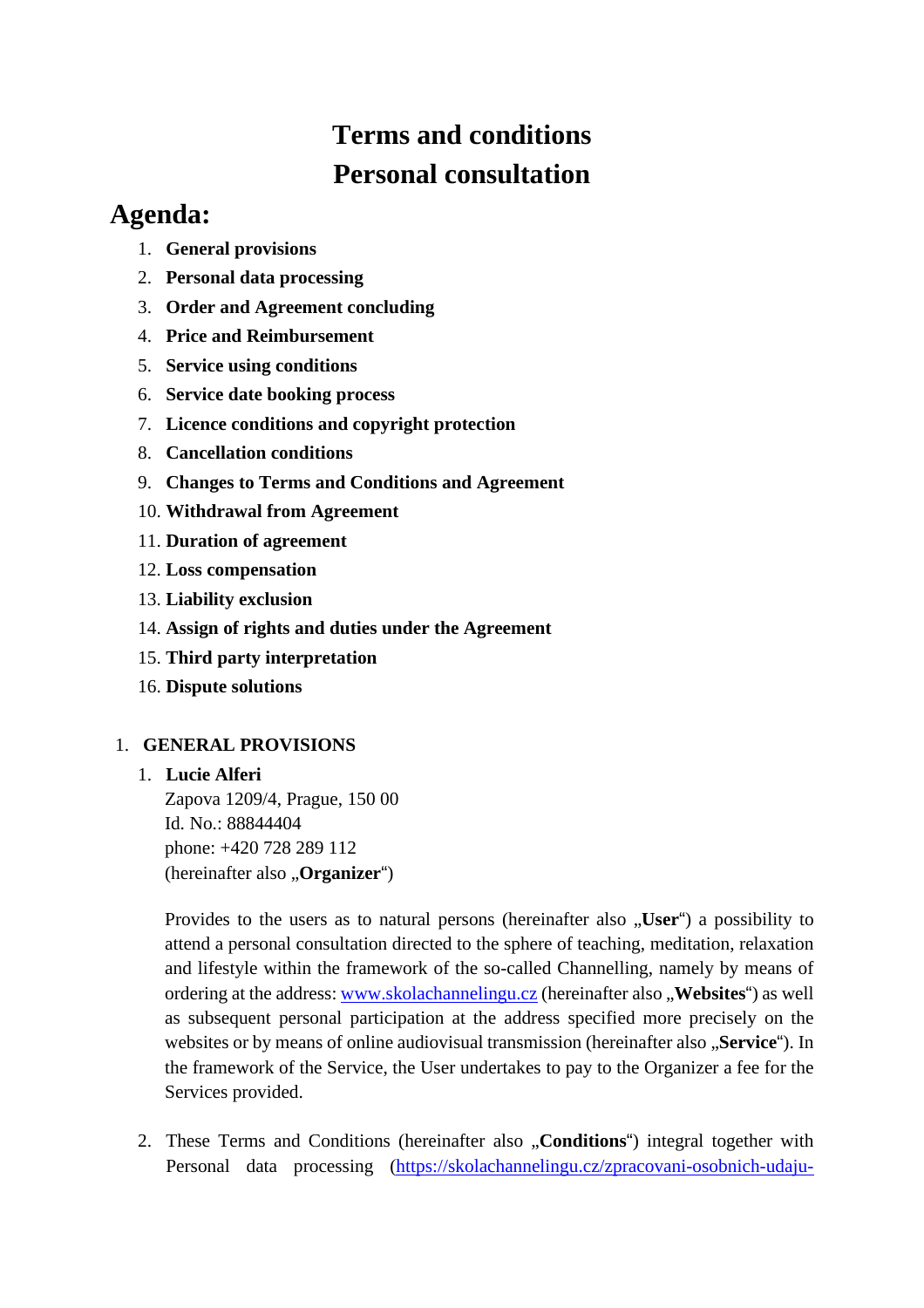# Terms and conditions
# Personal consultation

## Agenda:

1. **General provisions**
2. **Personal data processing**
3. **Order and Agreement concluding**
4. **Price and Reimbursement**
5. **Service using conditions**
6. **Service date booking process**
7. **Licence conditions and copyright protection**
8. **Cancellation conditions**
9. **Changes to Terms and Conditions and Agreement**
10. **Withdrawal from Agreement**
11. **Duration of agreement**
12. **Loss compensation**
13. **Liability exclusion**
14. **Assign of rights and duties under the Agreement**
15. **Third party interpretation**
16. **Dispute solutions**

1. **GENERAL PROVISIONS**

   1. **Lucie Alferi**
      Zapova 1209/4, Prague, 150 00
      Id. No.: 88844404
      phone: +420 728 289 112
      (hereinafter also „**Organizer**")

      Provides to the users as to natural persons (hereinafter also „**User**") a possibility to attend a personal consultation directed to the sphere of teaching, meditation, relaxation and lifestyle within the framework of the so-called Channelling, namely by means of ordering at the address: [www.skolachannelingu.cz](http://www.skolachannelingu.cz) (hereinafter also „**Websites**") as well as subsequent personal participation at the address specified more precisely on the websites or by means of online audiovisual transmission (hereinafter also „**Service**"). In the framework of the Service, the User undertakes to pay to the Organizer a fee for the Services provided.

   2. These Terms and Conditions (hereinafter also „**Conditions**") integral together with Personal data processing (https://skolachannelingu.cz/zpracovani-osobnich-udaju-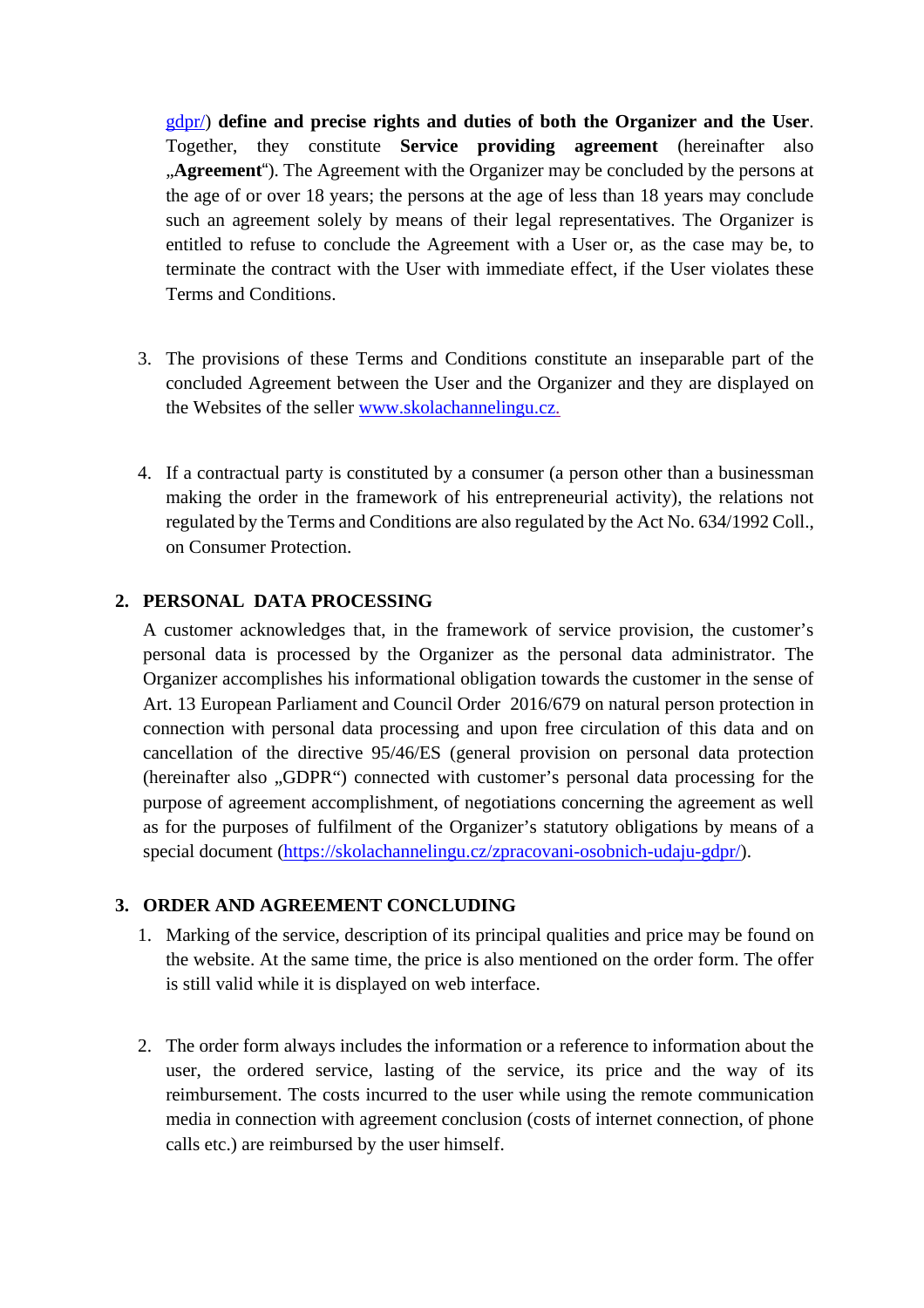gdpr/) **define and precise rights and duties of both the Organizer and the User**. Together, they constitute **Service providing agreement** (hereinafter also „**Agreement**"). The Agreement with the Organizer may be concluded by the persons at the age of or over 18 years; the persons at the age of less than 18 years may conclude such an agreement solely by means of their legal representatives. The Organizer is entitled to refuse to conclude the Agreement with a User or, as the case may be, to terminate the contract with the User with immediate effect, if the User violates these Terms and Conditions.

3. The provisions of these Terms and Conditions constitute an inseparable part of the concluded Agreement between the User and the Organizer and they are displayed on the Websites of the seller www.skolachannelingu.cz.

4. If a contractual party is constituted by a consumer (a person other than a businessman making the order in the framework of his entrepreneurial activity), the relations not regulated by the Terms and Conditions are also regulated by the Act No. 634/1992 Coll., on Consumer Protection.

## 2. PERSONAL DATA PROCESSING

A customer acknowledges that, in the framework of service provision, the customer's personal data is processed by the Organizer as the personal data administrator. The Organizer accomplishes his informational obligation towards the customer in the sense of Art. 13 European Parliament and Council Order 2016/679 on natural person protection in connection with personal data processing and upon free circulation of this data and on cancellation of the directive 95/46/ES (general provision on personal data protection (hereinafter also „GDPR") connected with customer's personal data processing for the purpose of agreement accomplishment, of negotiations concerning the agreement as well as for the purposes of fulfilment of the Organizer's statutory obligations by means of a special document (https://skolachannelingu.cz/zpracovani-osobnich-udaju-gdpr/).

## 3. ORDER AND AGREEMENT CONCLUDING

1. Marking of the service, description of its principal qualities and price may be found on the website. At the same time, the price is also mentioned on the order form. The offer is still valid while it is displayed on web interface.

2. The order form always includes the information or a reference to information about the user, the ordered service, lasting of the service, its price and the way of its reimbursement. The costs incurred to the user while using the remote communication media in connection with agreement conclusion (costs of internet connection, of phone calls etc.) are reimbursed by the user himself.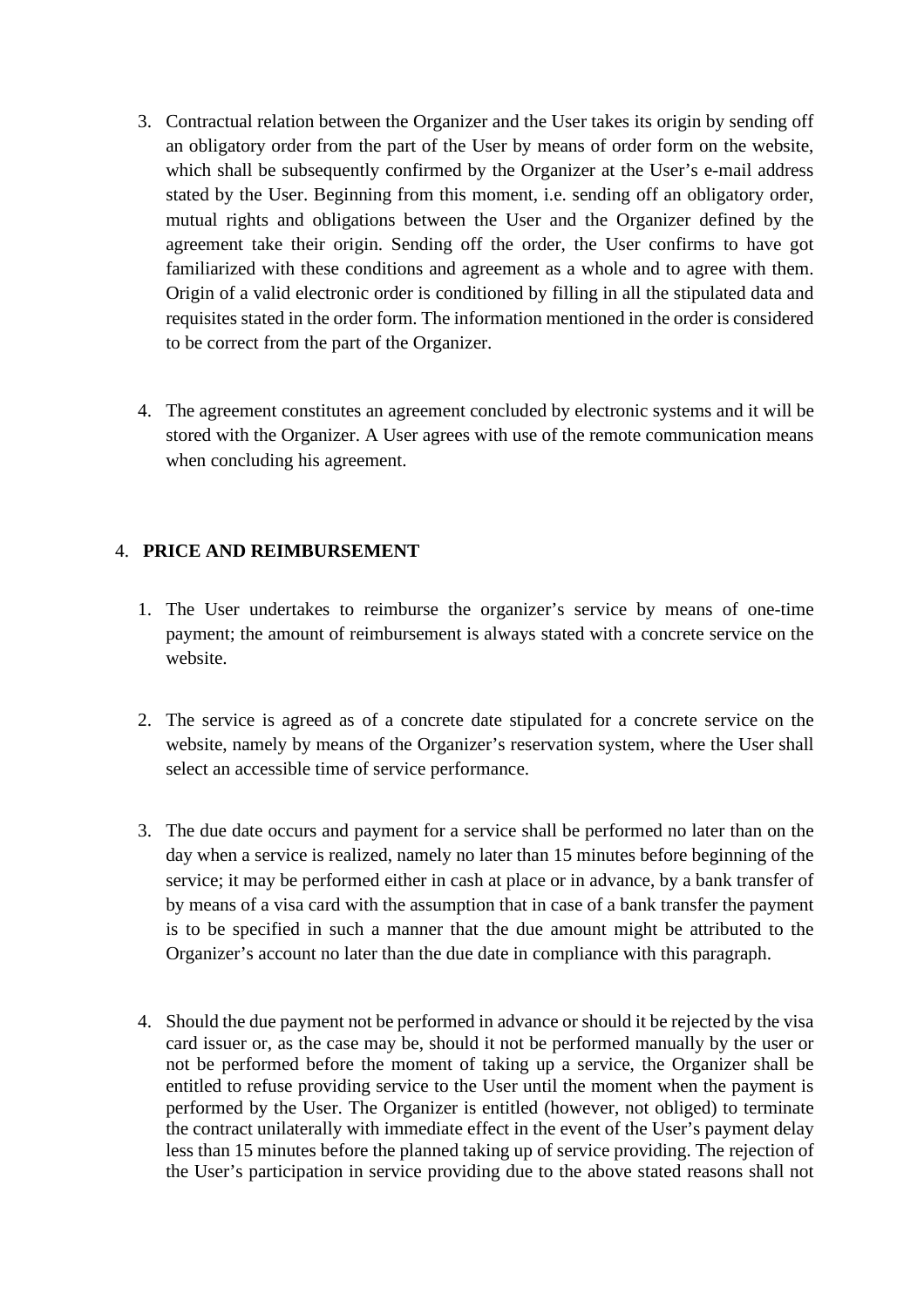3. Contractual relation between the Organizer and the User takes its origin by sending off an obligatory order from the part of the User by means of order form on the website, which shall be subsequently confirmed by the Organizer at the User's e-mail address stated by the User. Beginning from this moment, i.e. sending off an obligatory order, mutual rights and obligations between the User and the Organizer defined by the agreement take their origin. Sending off the order, the User confirms to have got familiarized with these conditions and agreement as a whole and to agree with them. Origin of a valid electronic order is conditioned by filling in all the stipulated data and requisites stated in the order form. The information mentioned in the order is considered to be correct from the part of the Organizer.

4. The agreement constitutes an agreement concluded by electronic systems and it will be stored with the Organizer. A User agrees with use of the remote communication means when concluding his agreement.

4. **PRICE AND REIMBURSEMENT**

1. The User undertakes to reimburse the organizer's service by means of one-time payment; the amount of reimbursement is always stated with a concrete service on the website.

2. The service is agreed as of a concrete date stipulated for a concrete service on the website, namely by means of the Organizer's reservation system, where the User shall select an accessible time of service performance.

3. The due date occurs and payment for a service shall be performed no later than on the day when a service is realized, namely no later than 15 minutes before beginning of the service; it may be performed either in cash at place or in advance, by a bank transfer of by means of a visa card with the assumption that in case of a bank transfer the payment is to be specified in such a manner that the due amount might be attributed to the Organizer's account no later than the due date in compliance with this paragraph.

4. Should the due payment not be performed in advance or should it be rejected by the visa card issuer or, as the case may be, should it not be performed manually by the user or not be performed before the moment of taking up a service, the Organizer shall be entitled to refuse providing service to the User until the moment when the payment is performed by the User. The Organizer is entitled (however, not obliged) to terminate the contract unilaterally with immediate effect in the event of the User's payment delay less than 15 minutes before the planned taking up of service providing. The rejection of the User's participation in service providing due to the above stated reasons shall not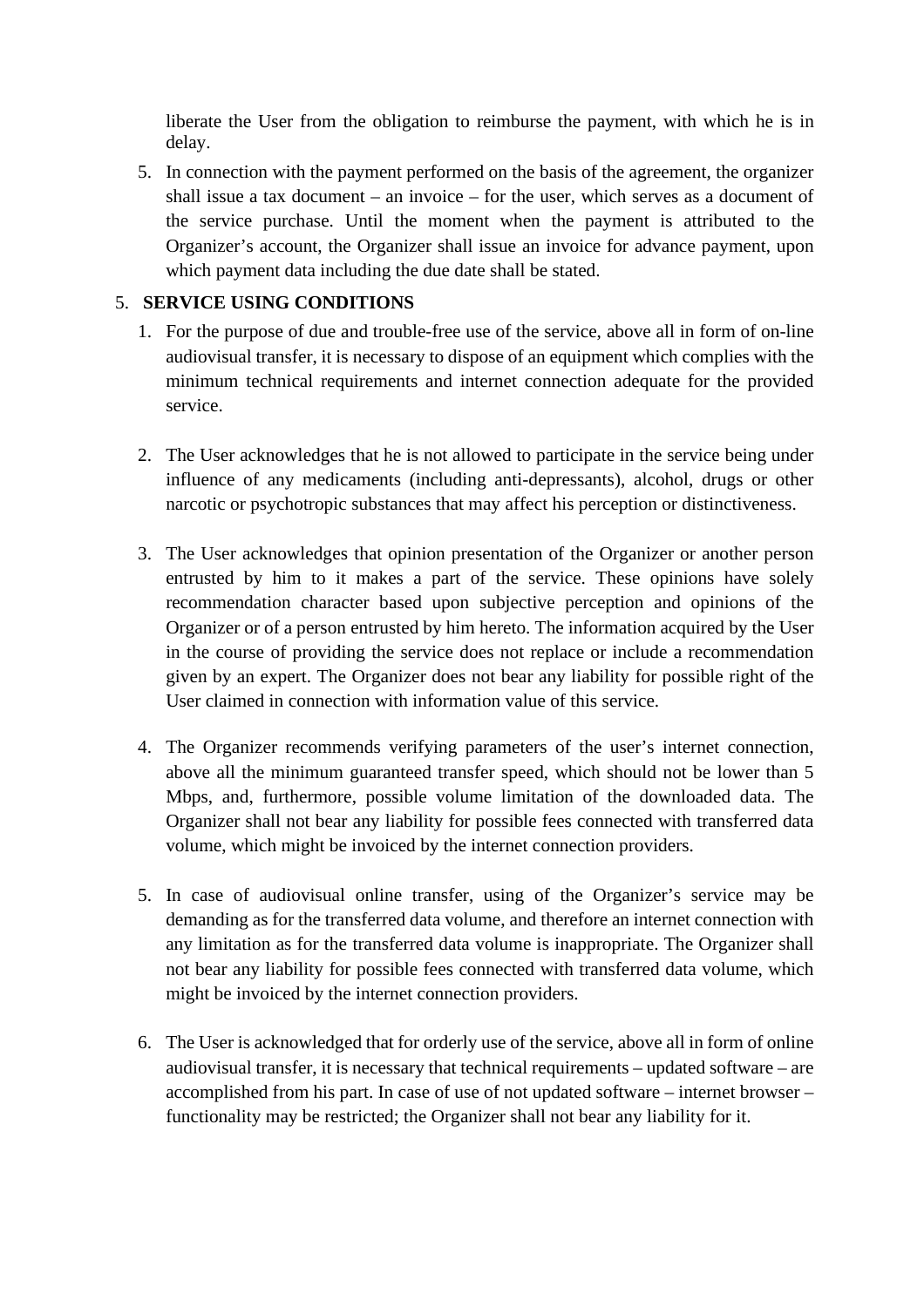liberate the User from the obligation to reimburse the payment, with which he is in delay.

5. In connection with the payment performed on the basis of the agreement, the organizer shall issue a tax document – an invoice – for the user, which serves as a document of the service purchase. Until the moment when the payment is attributed to the Organizer's account, the Organizer shall issue an invoice for advance payment, upon which payment data including the due date shall be stated.

5. **SERVICE USING CONDITIONS**

1. For the purpose of due and trouble-free use of the service, above all in form of on-line audiovisual transfer, it is necessary to dispose of an equipment which complies with the minimum technical requirements and internet connection adequate for the provided service.

2. The User acknowledges that he is not allowed to participate in the service being under influence of any medicaments (including anti-depressants), alcohol, drugs or other narcotic or psychotropic substances that may affect his perception or distinctiveness.

3. The User acknowledges that opinion presentation of the Organizer or another person entrusted by him to it makes a part of the service. These opinions have solely recommendation character based upon subjective perception and opinions of the Organizer or of a person entrusted by him hereto. The information acquired by the User in the course of providing the service does not replace or include a recommendation given by an expert. The Organizer does not bear any liability for possible right of the User claimed in connection with information value of this service.

4. The Organizer recommends verifying parameters of the user's internet connection, above all the minimum guaranteed transfer speed, which should not be lower than 5 Mbps, and, furthermore, possible volume limitation of the downloaded data. The Organizer shall not bear any liability for possible fees connected with transferred data volume, which might be invoiced by the internet connection providers.

5. In case of audiovisual online transfer, using of the Organizer's service may be demanding as for the transferred data volume, and therefore an internet connection with any limitation as for the transferred data volume is inappropriate. The Organizer shall not bear any liability for possible fees connected with transferred data volume, which might be invoiced by the internet connection providers.

6. The User is acknowledged that for orderly use of the service, above all in form of online audiovisual transfer, it is necessary that technical requirements – updated software – are accomplished from his part. In case of use of not updated software – internet browser – functionality may be restricted; the Organizer shall not bear any liability for it.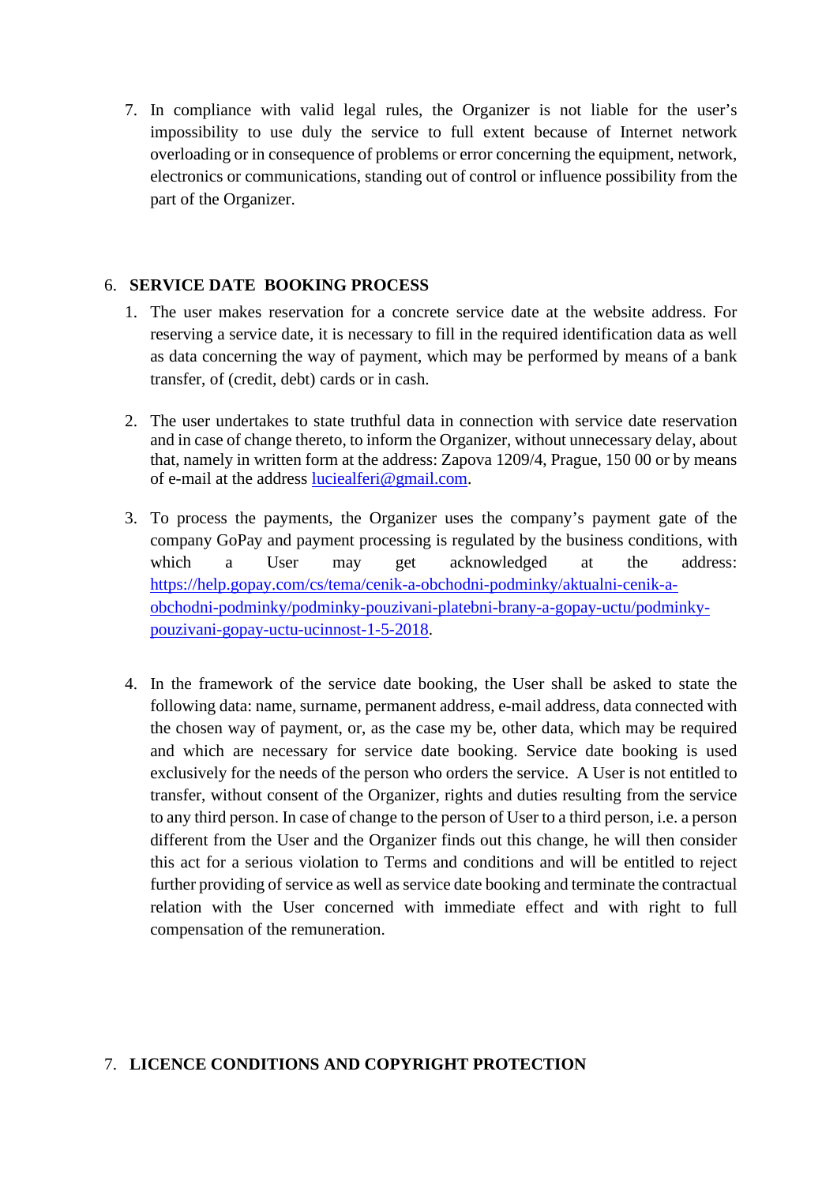7. In compliance with valid legal rules, the Organizer is not liable for the user's impossibility to use duly the service to full extent because of Internet network overloading or in consequence of problems or error concerning the equipment, network, electronics or communications, standing out of control or influence possibility from the part of the Organizer.

## 6. SERVICE DATE BOOKING PROCESS

1. The user makes reservation for a concrete service date at the website address. For reserving a service date, it is necessary to fill in the required identification data as well as data concerning the way of payment, which may be performed by means of a bank transfer, of (credit, debt) cards or in cash.

2. The user undertakes to state truthful data in connection with service date reservation and in case of change thereto, to inform the Organizer, without unnecessary delay, about that, namely in written form at the address: Zapova 1209/4, Prague, 150 00 or by means of e-mail at the address [luciealferi@gmail.com](mailto:luciealferi@gmail.com).

3. To process the payments, the Organizer uses the company's payment gate of the company GoPay and payment processing is regulated by the business conditions, with which a User may get acknowledged at the address: [https://help.gopay.com/cs/tema/cenik-a-obchodni-podminky/aktualni-cenik-a-obchodni-podminky/podminky-pouzivani-platebni-brany-a-gopay-uctu/podminky-pouzivani-gopay-uctu-ucinnost-1-5-2018](https://help.gopay.com/cs/tema/cenik-a-obchodni-podminky/aktualni-cenik-a-obchodni-podminky/podminky-pouzivani-platebni-brany-a-gopay-uctu/podminky-pouzivani-gopay-uctu-ucinnost-1-5-2018).

4. In the framework of the service date booking, the User shall be asked to state the following data: name, surname, permanent address, e-mail address, data connected with the chosen way of payment, or, as the case my be, other data, which may be required and which are necessary for service date booking. Service date booking is used exclusively for the needs of the person who orders the service. A User is not entitled to transfer, without consent of the Organizer, rights and duties resulting from the service to any third person. In case of change to the person of User to a third person, i.e. a person different from the User and the Organizer finds out this change, he will then consider this act for a serious violation to Terms and conditions and will be entitled to reject further providing of service as well as service date booking and terminate the contractual relation with the User concerned with immediate effect and with right to full compensation of the remuneration.

## 7. LICENCE CONDITIONS AND COPYRIGHT PROTECTION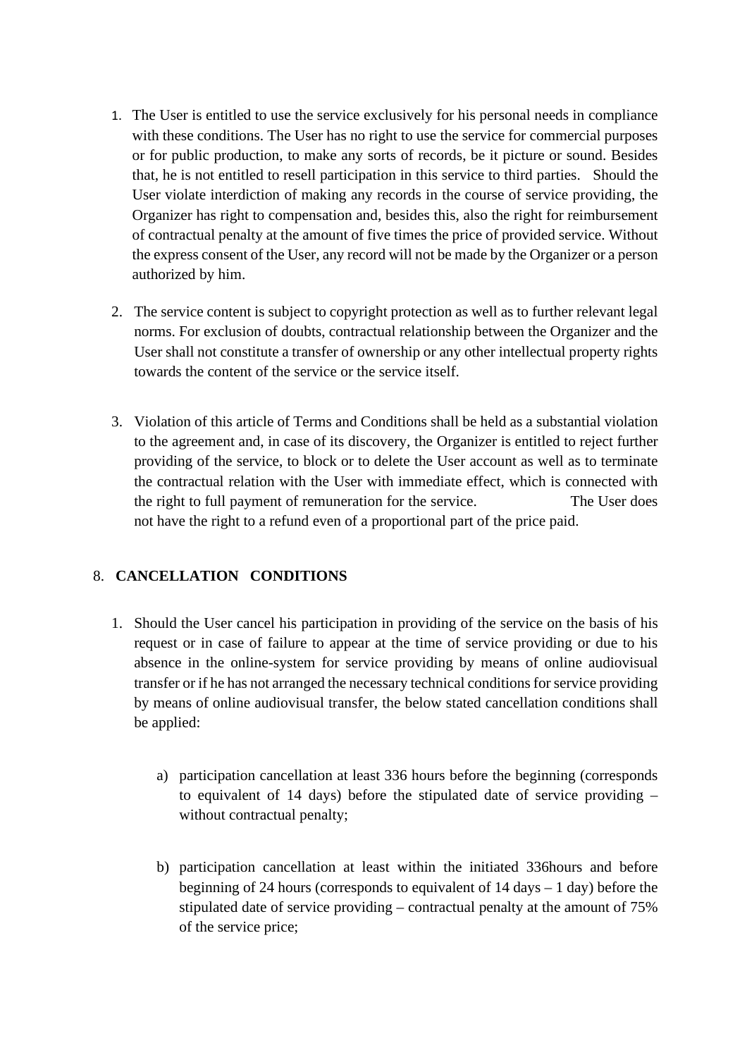1. The User is entitled to use the service exclusively for his personal needs in compliance with these conditions. The User has no right to use the service for commercial purposes or for public production, to make any sorts of records, be it picture or sound. Besides that, he is not entitled to resell participation in this service to third parties. Should the User violate interdiction of making any records in the course of service providing, the Organizer has right to compensation and, besides this, also the right for reimbursement of contractual penalty at the amount of five times the price of provided service. Without the express consent of the User, any record will not be made by the Organizer or a person authorized by him.

2. The service content is subject to copyright protection as well as to further relevant legal norms. For exclusion of doubts, contractual relationship between the Organizer and the User shall not constitute a transfer of ownership or any other intellectual property rights towards the content of the service or the service itself.

3. Violation of this article of Terms and Conditions shall be held as a substantial violation to the agreement and, in case of its discovery, the Organizer is entitled to reject further providing of the service, to block or to delete the User account as well as to terminate the contractual relation with the User with immediate effect, which is connected with the right to full payment of remuneration for the service. The User does not have the right to a refund even of a proportional part of the price paid.

## 8. CANCELLATION CONDITIONS

1. Should the User cancel his participation in providing of the service on the basis of his request or in case of failure to appear at the time of service providing or due to his absence in the online-system for service providing by means of online audiovisual transfer or if he has not arranged the necessary technical conditions for service providing by means of online audiovisual transfer, the below stated cancellation conditions shall be applied:

    a) participation cancellation at least 336 hours before the beginning (corresponds to equivalent of 14 days) before the stipulated date of service providing – without contractual penalty;

    b) participation cancellation at least within the initiated 336hours and before beginning of 24 hours (corresponds to equivalent of 14 days – 1 day) before the stipulated date of service providing – contractual penalty at the amount of 75% of the service price;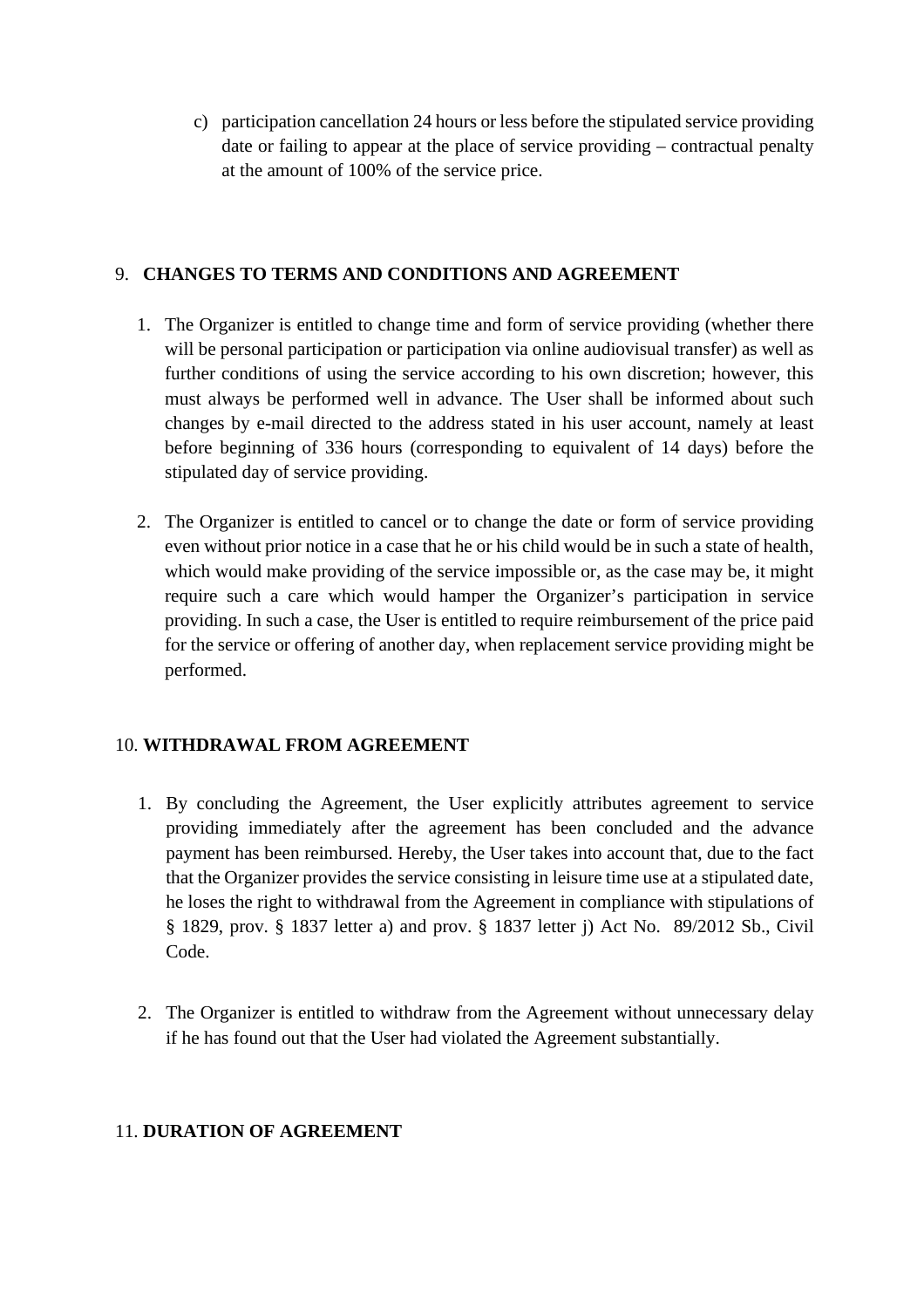c) participation cancellation 24 hours or less before the stipulated service providing date or failing to appear at the place of service providing – contractual penalty at the amount of 100% of the service price.

## 9. CHANGES TO TERMS AND CONDITIONS AND AGREEMENT

1. The Organizer is entitled to change time and form of service providing (whether there will be personal participation or participation via online audiovisual transfer) as well as further conditions of using the service according to his own discretion; however, this must always be performed well in advance. The User shall be informed about such changes by e-mail directed to the address stated in his user account, namely at least before beginning of 336 hours (corresponding to equivalent of 14 days) before the stipulated day of service providing.

2. The Organizer is entitled to cancel or to change the date or form of service providing even without prior notice in a case that he or his child would be in such a state of health, which would make providing of the service impossible or, as the case may be, it might require such a care which would hamper the Organizer's participation in service providing. In such a case, the User is entitled to require reimbursement of the price paid for the service or offering of another day, when replacement service providing might be performed.

## 10. WITHDRAWAL FROM AGREEMENT

1. By concluding the Agreement, the User explicitly attributes agreement to service providing immediately after the agreement has been concluded and the advance payment has been reimbursed. Hereby, the User takes into account that, due to the fact that the Organizer provides the service consisting in leisure time use at a stipulated date, he loses the right to withdrawal from the Agreement in compliance with stipulations of § 1829, prov. § 1837 letter a) and prov. § 1837 letter j) Act No. 89/2012 Sb., Civil Code.

2. The Organizer is entitled to withdraw from the Agreement without unnecessary delay if he has found out that the User had violated the Agreement substantially.

## 11. DURATION OF AGREEMENT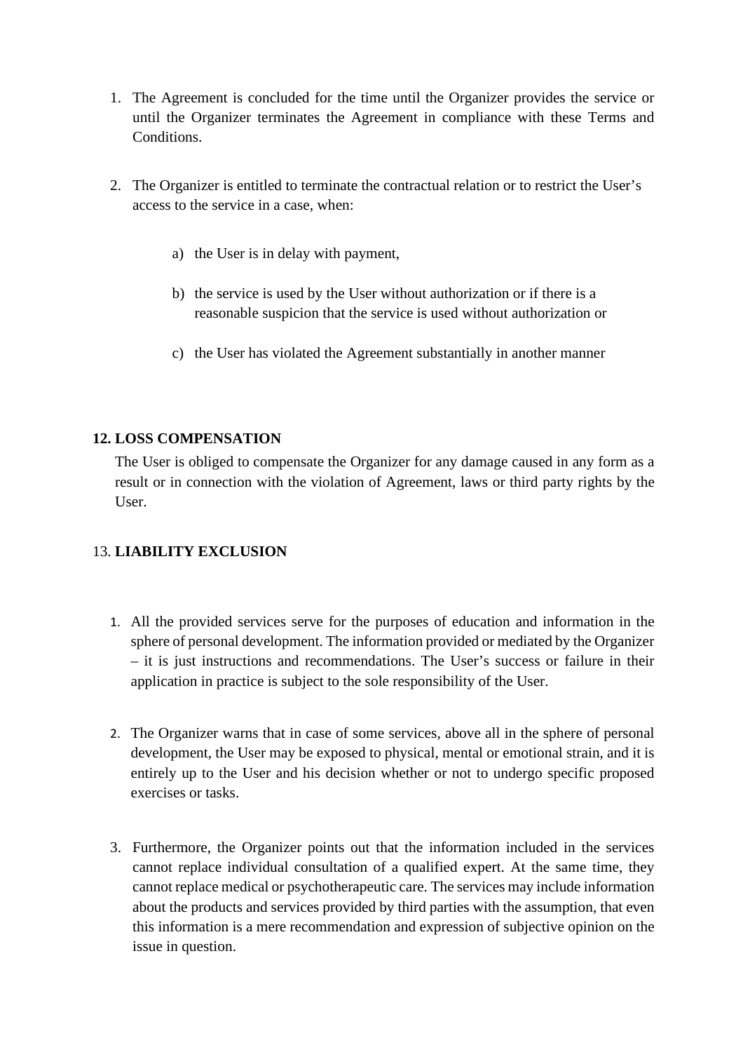1. The Agreement is concluded for the time until the Organizer provides the service or until the Organizer terminates the Agreement in compliance with these Terms and Conditions.

2. The Organizer is entitled to terminate the contractual relation or to restrict the User's access to the service in a case, when:

    a) the User is in delay with payment,

    b) the service is used by the User without authorization or if there is a reasonable suspicion that the service is used without authorization or

    c) the User has violated the Agreement substantially in another manner

## 12. LOSS COMPENSATION

The User is obliged to compensate the Organizer for any damage caused in any form as a result or in connection with the violation of Agreement, laws or third party rights by the User.

## 13. LIABILITY EXCLUSION

1. All the provided services serve for the purposes of education and information in the sphere of personal development. The information provided or mediated by the Organizer – it is just instructions and recommendations. The User's success or failure in their application in practice is subject to the sole responsibility of the User.

2. The Organizer warns that in case of some services, above all in the sphere of personal development, the User may be exposed to physical, mental or emotional strain, and it is entirely up to the User and his decision whether or not to undergo specific proposed exercises or tasks.

3. Furthermore, the Organizer points out that the information included in the services cannot replace individual consultation of a qualified expert. At the same time, they cannot replace medical or psychotherapeutic care. The services may include information about the products and services provided by third parties with the assumption, that even this information is a mere recommendation and expression of subjective opinion on the issue in question.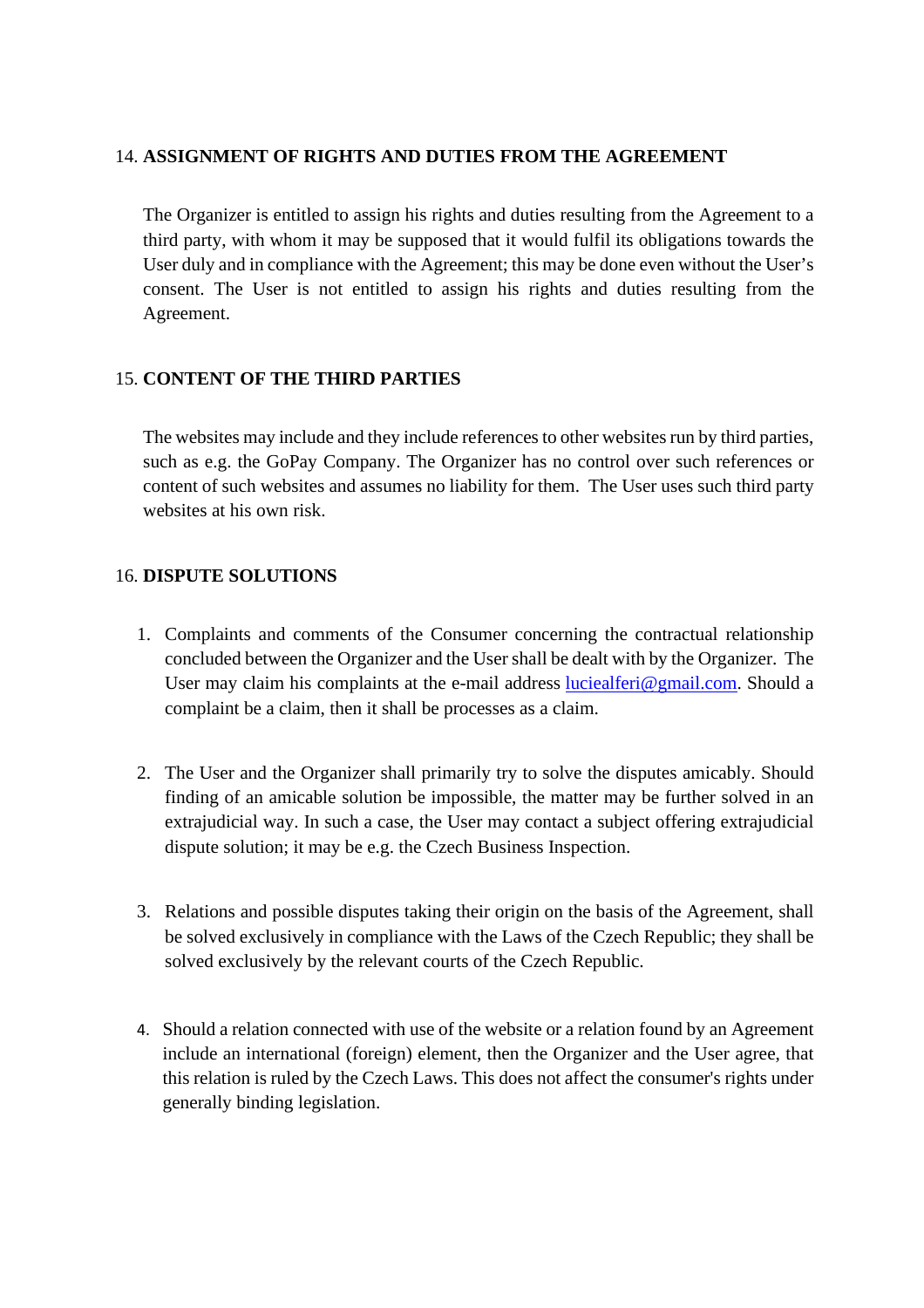## 14. ASSIGNMENT OF RIGHTS AND DUTIES FROM THE AGREEMENT

The Organizer is entitled to assign his rights and duties resulting from the Agreement to a third party, with whom it may be supposed that it would fulfil its obligations towards the User duly and in compliance with the Agreement; this may be done even without the User's consent. The User is not entitled to assign his rights and duties resulting from the Agreement.

## 15. CONTENT OF THE THIRD PARTIES

The websites may include and they include references to other websites run by third parties, such as e.g. the GoPay Company. The Organizer has no control over such references or content of such websites and assumes no liability for them. The User uses such third party websites at his own risk.

## 16. DISPUTE SOLUTIONS

1. Complaints and comments of the Consumer concerning the contractual relationship concluded between the Organizer and the User shall be dealt with by the Organizer. The User may claim his complaints at the e-mail address luciealferi@gmail.com. Should a complaint be a claim, then it shall be processes as a claim.

2. The User and the Organizer shall primarily try to solve the disputes amicably. Should finding of an amicable solution be impossible, the matter may be further solved in an extrajudicial way. In such a case, the User may contact a subject offering extrajudicial dispute solution; it may be e.g. the Czech Business Inspection.

3. Relations and possible disputes taking their origin on the basis of the Agreement, shall be solved exclusively in compliance with the Laws of the Czech Republic; they shall be solved exclusively by the relevant courts of the Czech Republic.

4. Should a relation connected with use of the website or a relation found by an Agreement include an international (foreign) element, then the Organizer and the User agree, that this relation is ruled by the Czech Laws. This does not affect the consumer's rights under generally binding legislation.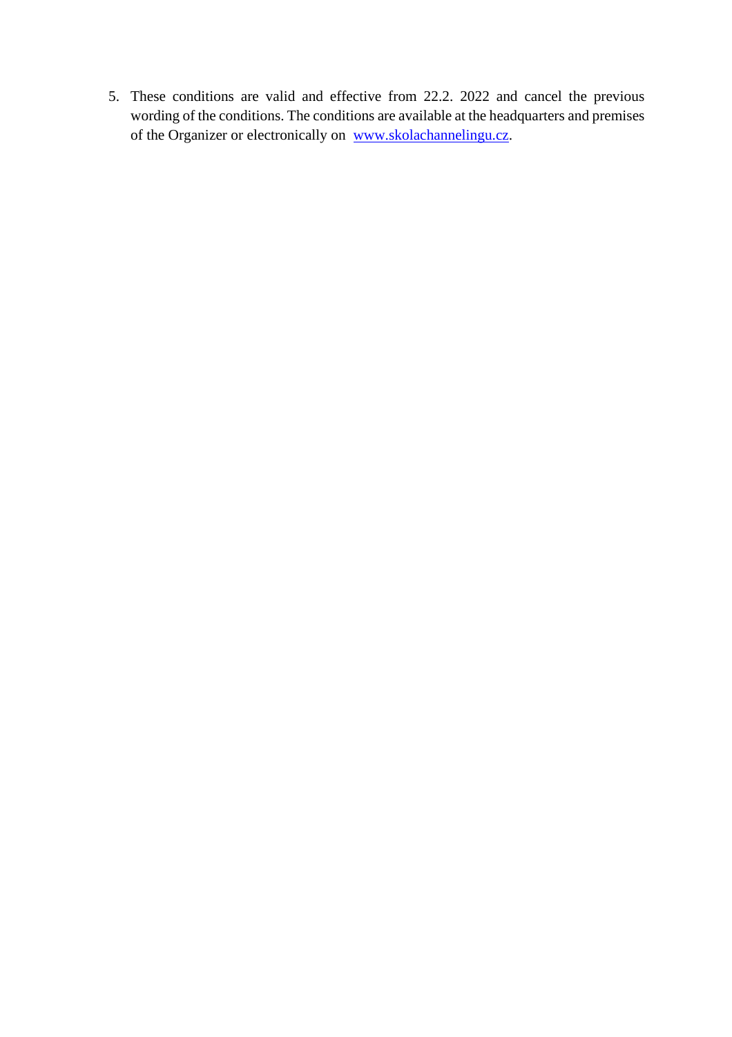5. These conditions are valid and effective from 22.2. 2022 and cancel the previous wording of the conditions. The conditions are available at the headquarters and premises of the Organizer or electronically on [www.skolachannelingu.cz](http://www.skolachannelingu.cz).